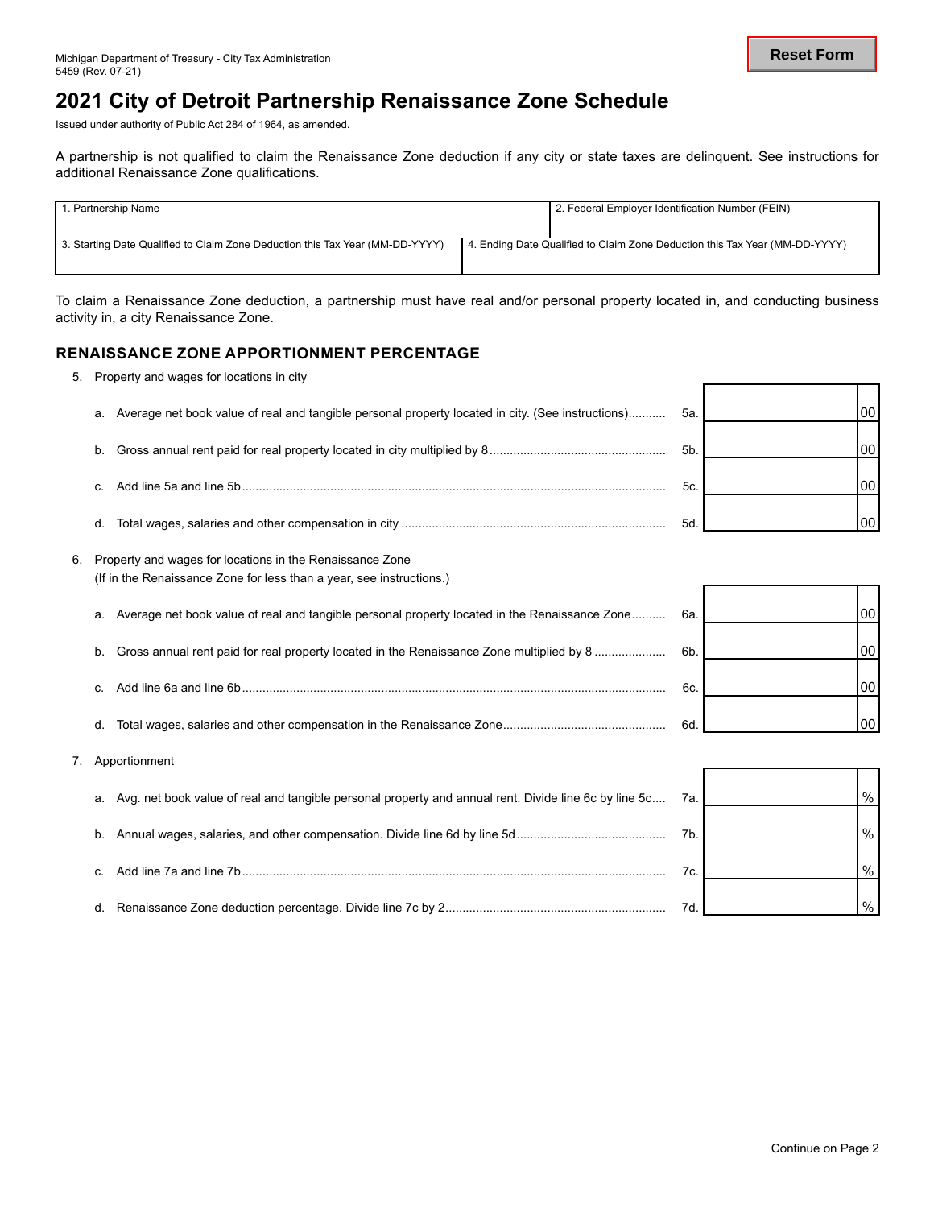Michigan Department of Treasury - City Tax Administration
5459 (Rev. 07-21)

# 2021 City of Detroit Partnership Renaissance Zone Schedule

Issued under authority of Public Act 284 of 1964, as amended.

A partnership is not qualified to claim the Renaissance Zone deduction if any city or state taxes are delinquent. See instructions for additional Renaissance Zone qualifications.

| 1. Partnership Name | 2. Federal Employer Identification Number (FEIN) |
|---|---|
| 3. Starting Date Qualified to Claim Zone Deduction this Tax Year (MM-DD-YYYY) | 4. Ending Date Qualified to Claim Zone Deduction this Tax Year (MM-DD-YYYY) |

To claim a Renaissance Zone deduction, a partnership must have real and/or personal property located in, and conducting business activity in, a city Renaissance Zone.

## RENAISSANCE ZONE APPORTIONMENT PERCENTAGE

5. Property and wages for locations in city

| | | | |
|---|---|---|---|
| a. Average net book value of real and tangible personal property located in city. (See instructions) | 5a. | | 00 |
| b. Gross annual rent paid for real property located in city multiplied by 8 | 5b. | | 00 |
| c. Add line 5a and line 5b | 5c. | | 00 |
| d. Total wages, salaries and other compensation in city | 5d. | | 00 |

6. Property and wages for locations in the Renaissance Zone
(If in the Renaissance Zone for less than a year, see instructions.)

| | | | |
|---|---|---|---|
| a. Average net book value of real and tangible personal property located in the Renaissance Zone | 6a. | | 00 |
| b. Gross annual rent paid for real property located in the Renaissance Zone multiplied by 8 | 6b. | | 00 |
| c. Add line 6a and line 6b | 6c. | | 00 |
| d. Total wages, salaries and other compensation in the Renaissance Zone | 6d. | | 00 |

7. Apportionment

| | | | |
|---|---|---|---|
| a. Avg. net book value of real and tangible personal property and annual rent. Divide line 6c by line 5c | 7a. | | % |
| b. Annual wages, salaries, and other compensation. Divide line 6d by line 5d | 7b. | | % |
| c. Add line 7a and line 7b | 7c. | | % |
| d. Renaissance Zone deduction percentage. Divide line 7c by 2 | 7d. | | % |

Continue on Page 2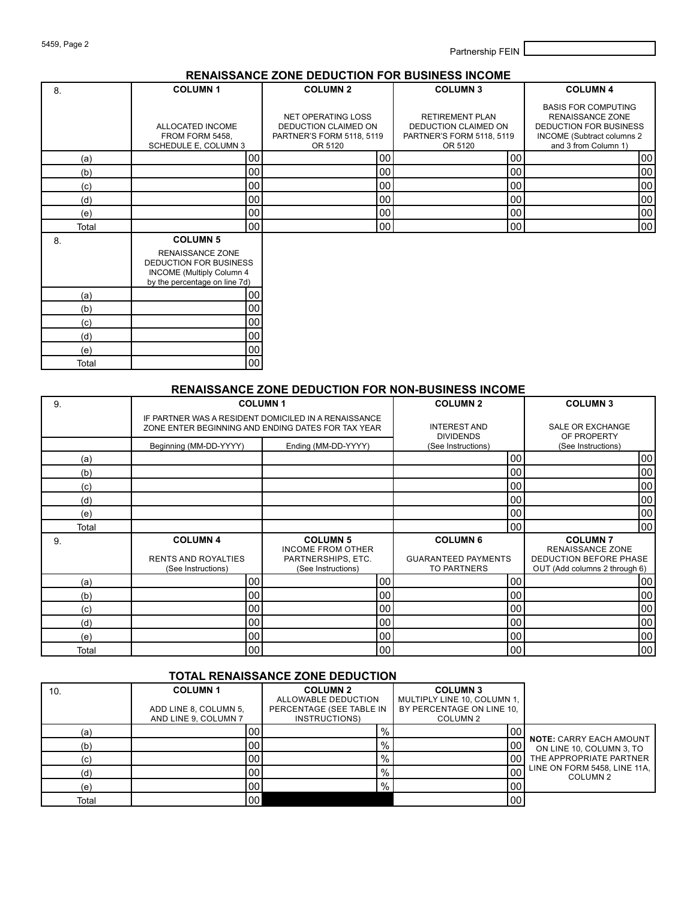5459, Page 2

Partnership FEIN

## RENAISSANCE ZONE DEDUCTION FOR BUSINESS INCOME

| 8. | COLUMN 1<br>ALLOCATED INCOME FROM FORM 5458, SCHEDULE E, COLUMN 3 | COLUMN 2<br>NET OPERATING LOSS DEDUCTION CLAIMED ON PARTNER'S FORM 5118, 5119 OR 5120 | COLUMN 3<br>RETIREMENT PLAN DEDUCTION CLAIMED ON PARTNER'S FORM 5118, 5119 OR 5120 | COLUMN 4<br>BASIS FOR COMPUTING RENAISSANCE ZONE DEDUCTION FOR BUSINESS INCOME (Subtract columns 2 and 3 from Column 1) |
|---|---|---|---|---|
| (a) | 00 | 00 | 00 | 00 |
| (b) | 00 | 00 | 00 | 00 |
| (c) | 00 | 00 | 00 | 00 |
| (d) | 00 | 00 | 00 | 00 |
| (e) | 00 | 00 | 00 | 00 |
| Total | 00 | 00 | 00 | 00 |

| 8. | COLUMN 5<br>RENAISSANCE ZONE DEDUCTION FOR BUSINESS INCOME (Multiply Column 4 by the percentage on line 7d) |
|---|---|
| (a) | 00 |
| (b) | 00 |
| (c) | 00 |
| (d) | 00 |
| (e) | 00 |
| Total | 00 |

## RENAISSANCE ZONE DEDUCTION FOR NON-BUSINESS INCOME

| 9. | COLUMN 1<br>IF PARTNER WAS A RESIDENT DOMICILED IN A RENAISSANCE ZONE ENTER BEGINNING AND ENDING DATES FOR TAX YEAR | | COLUMN 2<br>INTEREST AND DIVIDENDS | COLUMN 3<br>SALE OR EXCHANGE OF PROPERTY |
|---|---|---|---|---|
| | Beginning (MM-DD-YYYY) | Ending (MM-DD-YYYY) | (See Instructions) | (See Instructions) |
| (a) | | | 00 | 00 |
| (b) | | | 00 | 00 |
| (c) | | | 00 | 00 |
| (d) | | | 00 | 00 |
| (e) | | | 00 | 00 |
| Total | | | 00 | 00 |

| 9. | COLUMN 4<br>RENTS AND ROYALTIES (See Instructions) | COLUMN 5<br>INCOME FROM OTHER PARTNERSHIPS, ETC. (See Instructions) | COLUMN 6<br>GUARANTEED PAYMENTS TO PARTNERS | COLUMN 7<br>RENAISSANCE ZONE DEDUCTION BEFORE PHASE OUT (Add columns 2 through 6) |
|---|---|---|---|---|
| (a) | 00 | 00 | 00 | 00 |
| (b) | 00 | 00 | 00 | 00 |
| (c) | 00 | 00 | 00 | 00 |
| (d) | 00 | 00 | 00 | 00 |
| (e) | 00 | 00 | 00 | 00 |
| Total | 00 | 00 | 00 | 00 |

## TOTAL RENAISSANCE ZONE DEDUCTION

| 10. | COLUMN 1<br>ADD LINE 8, COLUMN 5, AND LINE 9, COLUMN 7 | COLUMN 2<br>ALLOWABLE DEDUCTION PERCENTAGE (SEE TABLE IN INSTRUCTIONS) | COLUMN 3<br>MULTIPLY LINE 10, COLUMN 1, BY PERCENTAGE ON LINE 10, COLUMN 2 |
|---|---|---|---|
| (a) | 00 | % | 00 |
| (b) | 00 | % | 00 |
| (c) | 00 | % | 00 |
| (d) | 00 | % | 00 |
| (e) | 00 | % | 00 |
| Total | 00 | | 00 |

**NOTE:** CARRY EACH AMOUNT ON LINE 10, COLUMN 3, TO THE APPROPRIATE PARTNER LINE ON FORM 5458, LINE 11A, COLUMN 2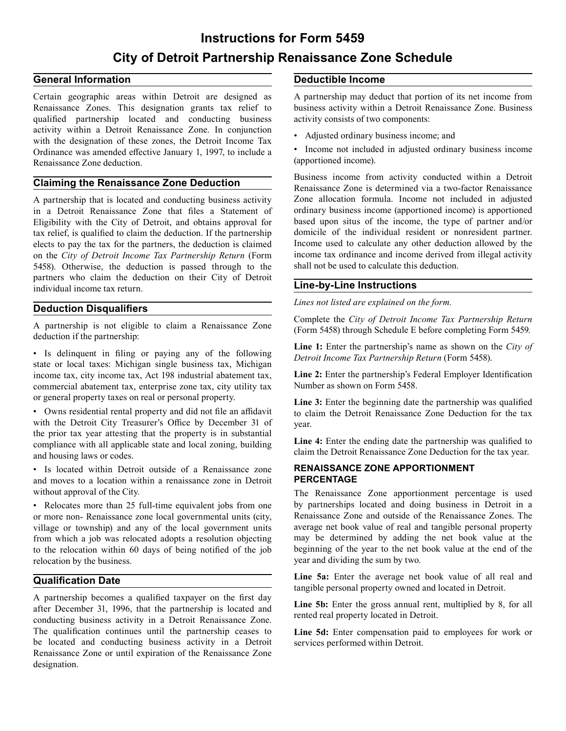# Instructions for Form 5459

# City of Detroit Partnership Renaissance Zone Schedule

## General Information

Certain geographic areas within Detroit are designed as Renaissance Zones. This designation grants tax relief to qualified partnership located and conducting business activity within a Detroit Renaissance Zone. In conjunction with the designation of these zones, the Detroit Income Tax Ordinance was amended effective January 1, 1997, to include a Renaissance Zone deduction.

## Claiming the Renaissance Zone Deduction

A partnership that is located and conducting business activity in a Detroit Renaissance Zone that files a Statement of Eligibility with the City of Detroit, and obtains approval for tax relief, is qualified to claim the deduction. If the partnership elects to pay the tax for the partners, the deduction is claimed on the *City of Detroit Income Tax Partnership Return* (Form 5458). Otherwise, the deduction is passed through to the partners who claim the deduction on their City of Detroit individual income tax return.

## Deduction Disqualifiers

A partnership is not eligible to claim a Renaissance Zone deduction if the partnership:

- Is delinquent in filing or paying any of the following state or local taxes: Michigan single business tax, Michigan income tax, city income tax, Act 198 industrial abatement tax, commercial abatement tax, enterprise zone tax, city utility tax or general property taxes on real or personal property.
- Owns residential rental property and did not file an affidavit with the Detroit City Treasurer's Office by December 31 of the prior tax year attesting that the property is in substantial compliance with all applicable state and local zoning, building and housing laws or codes.
- Is located within Detroit outside of a Renaissance zone and moves to a location within a renaissance zone in Detroit without approval of the City.
- Relocates more than 25 full-time equivalent jobs from one or more non- Renaissance zone local governmental units (city, village or township) and any of the local government units from which a job was relocated adopts a resolution objecting to the relocation within 60 days of being notified of the job relocation by the business.

## Qualification Date

A partnership becomes a qualified taxpayer on the first day after December 31, 1996, that the partnership is located and conducting business activity in a Detroit Renaissance Zone. The qualification continues until the partnership ceases to be located and conducting business activity in a Detroit Renaissance Zone or until expiration of the Renaissance Zone designation.

## Deductible Income

A partnership may deduct that portion of its net income from business activity within a Detroit Renaissance Zone. Business activity consists of two components:

- Adjusted ordinary business income; and
- Income not included in adjusted ordinary business income (apportioned income).

Business income from activity conducted within a Detroit Renaissance Zone is determined via a two-factor Renaissance Zone allocation formula. Income not included in adjusted ordinary business income (apportioned income) is apportioned based upon situs of the income, the type of partner and/or domicile of the individual resident or nonresident partner. Income used to calculate any other deduction allowed by the income tax ordinance and income derived from illegal activity shall not be used to calculate this deduction.

## Line-by-Line Instructions

*Lines not listed are explained on the form.*

Complete the *City of Detroit Income Tax Partnership Return* (Form 5458) through Schedule E before completing Form 5459.

**Line 1:** Enter the partnership's name as shown on the *City of Detroit Income Tax Partnership Return* (Form 5458).

**Line 2:** Enter the partnership's Federal Employer Identification Number as shown on Form 5458.

**Line 3:** Enter the beginning date the partnership was qualified to claim the Detroit Renaissance Zone Deduction for the tax year.

**Line 4:** Enter the ending date the partnership was qualified to claim the Detroit Renaissance Zone Deduction for the tax year.

### RENAISSANCE ZONE APPORTIONMENT PERCENTAGE

The Renaissance Zone apportionment percentage is used by partnerships located and doing business in Detroit in a Renaissance Zone and outside of the Renaissance Zones. The average net book value of real and tangible personal property may be determined by adding the net book value at the beginning of the year to the net book value at the end of the year and dividing the sum by two.

**Line 5a:** Enter the average net book value of all real and tangible personal property owned and located in Detroit.

**Line 5b:** Enter the gross annual rent, multiplied by 8, for all rented real property located in Detroit.

**Line 5d:** Enter compensation paid to employees for work or services performed within Detroit.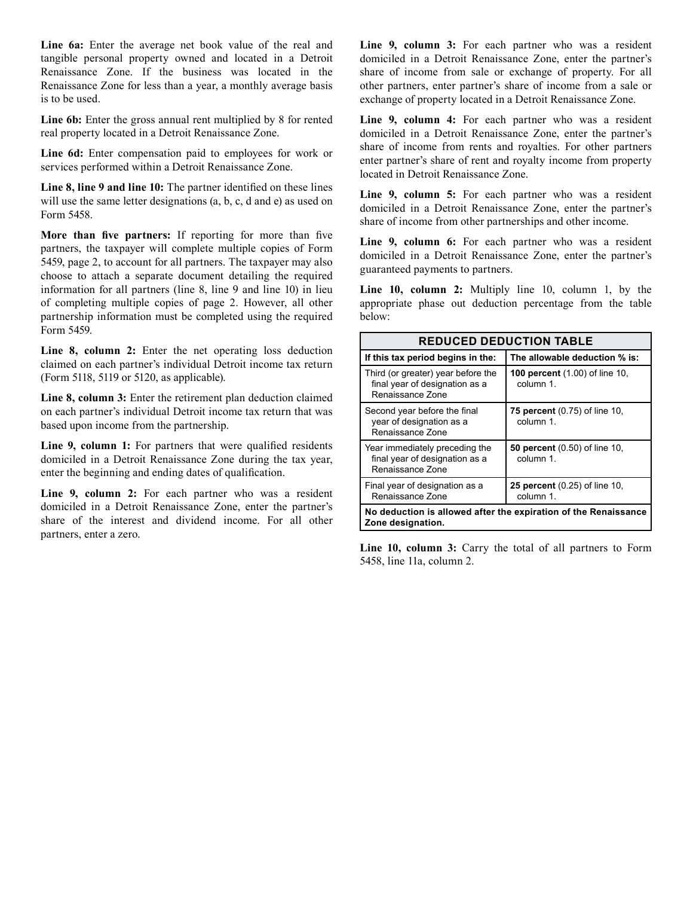**Line 6a:** Enter the average net book value of the real and tangible personal property owned and located in a Detroit Renaissance Zone. If the business was located in the Renaissance Zone for less than a year, a monthly average basis is to be used.

**Line 6b:** Enter the gross annual rent multiplied by 8 for rented real property located in a Detroit Renaissance Zone.

**Line 6d:** Enter compensation paid to employees for work or services performed within a Detroit Renaissance Zone.

**Line 8, line 9 and line 10:** The partner identified on these lines will use the same letter designations (a, b, c, d and e) as used on Form 5458.

**More than five partners:** If reporting for more than five partners, the taxpayer will complete multiple copies of Form 5459, page 2, to account for all partners. The taxpayer may also choose to attach a separate document detailing the required information for all partners (line 8, line 9 and line 10) in lieu of completing multiple copies of page 2. However, all other partnership information must be completed using the required Form 5459.

**Line 8, column 2:** Enter the net operating loss deduction claimed on each partner's individual Detroit income tax return (Form 5118, 5119 or 5120, as applicable).

**Line 8, column 3:** Enter the retirement plan deduction claimed on each partner's individual Detroit income tax return that was based upon income from the partnership.

**Line 9, column 1:** For partners that were qualified residents domiciled in a Detroit Renaissance Zone during the tax year, enter the beginning and ending dates of qualification.

**Line 9, column 2:** For each partner who was a resident domiciled in a Detroit Renaissance Zone, enter the partner's share of the interest and dividend income. For all other partners, enter a zero.

**Line 9, column 3:** For each partner who was a resident domiciled in a Detroit Renaissance Zone, enter the partner's share of income from sale or exchange of property. For all other partners, enter partner's share of income from a sale or exchange of property located in a Detroit Renaissance Zone.

**Line 9, column 4:** For each partner who was a resident domiciled in a Detroit Renaissance Zone, enter the partner's share of income from rents and royalties. For other partners enter partner's share of rent and royalty income from property located in Detroit Renaissance Zone.

**Line 9, column 5:** For each partner who was a resident domiciled in a Detroit Renaissance Zone, enter the partner's share of income from other partnerships and other income.

**Line 9, column 6:** For each partner who was a resident domiciled in a Detroit Renaissance Zone, enter the partner's guaranteed payments to partners.

**Line 10, column 2:** Multiply line 10, column 1, by the appropriate phase out deduction percentage from the table below:

| REDUCED DEDUCTION TABLE | |
|---|---|
| **If this tax period begins in the:** | **The allowable deduction % is:** |
| Third (or greater) year before the final year of designation as a Renaissance Zone | **100 percent** (1.00) of line 10, column 1. |
| Second year before the final year of designation as a Renaissance Zone | **75 percent** (0.75) of line 10, column 1. |
| Year immediately preceding the final year of designation as a Renaissance Zone | **50 percent** (0.50) of line 10, column 1. |
| Final year of designation as a Renaissance Zone | **25 percent** (0.25) of line 10, column 1. |
| **No deduction is allowed after the expiration of the Renaissance Zone designation.** | |

**Line 10, column 3:** Carry the total of all partners to Form 5458, line 11a, column 2.